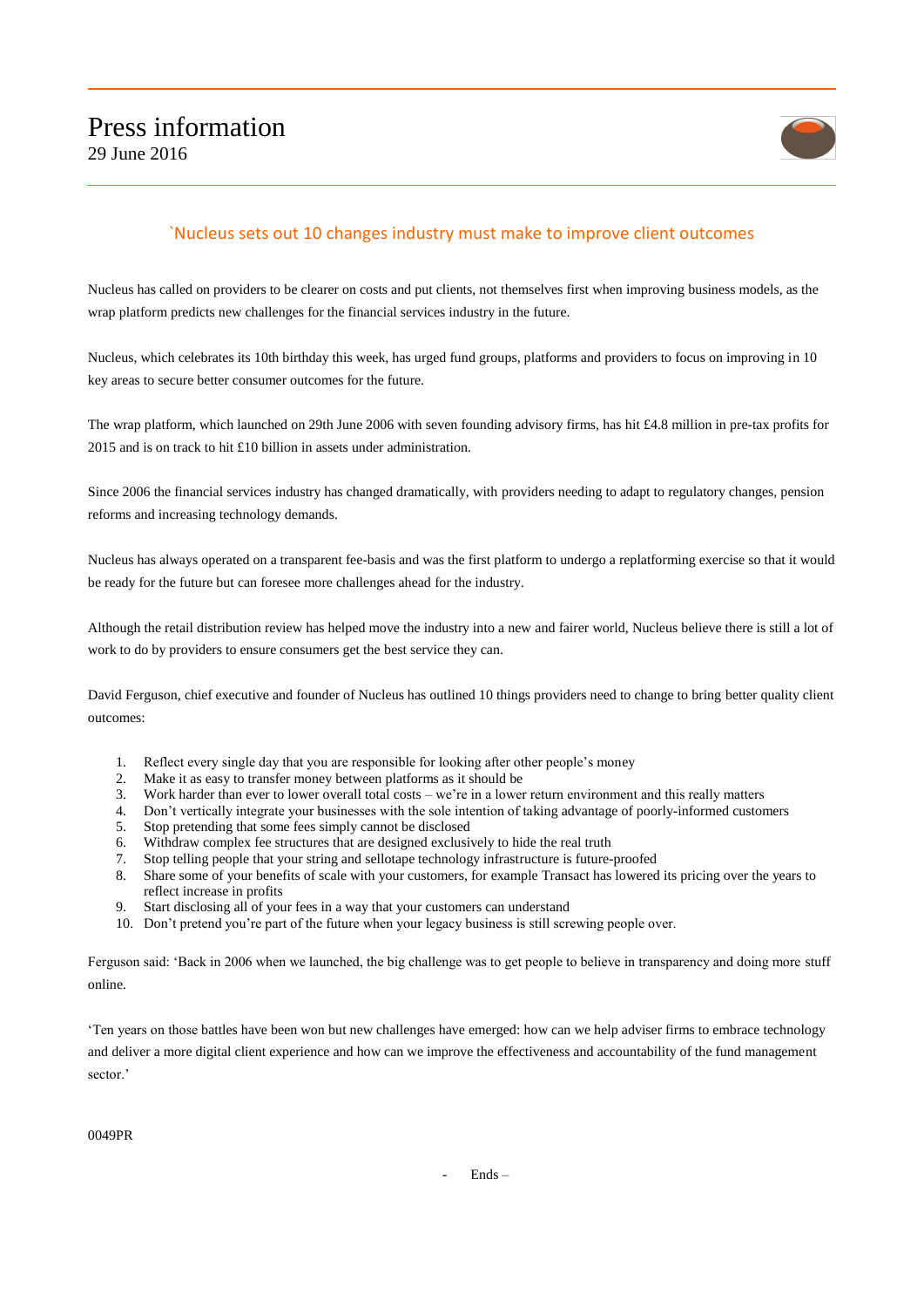# Press information

29 June 2016

## `Nucleus sets out 10 changes industry must make to improve client outcomes

Nucleus has called on providers to be clearer on costs and put clients, not themselves first when improving business models, as the wrap platform predicts new challenges for the financial services industry in the future.

Nucleus, which celebrates its 10th birthday this week, has urged fund groups, platforms and providers to focus on improving in 10 key areas to secure better consumer outcomes for the future.

The wrap platform, which launched on 29th June 2006 with seven founding advisory firms, has hit £4.8 million in pre-tax profits for 2015 and is on track to hit £10 billion in assets under administration.

Since 2006 the financial services industry has changed dramatically, with providers needing to adapt to regulatory changes, pension reforms and increasing technology demands.

Nucleus has always operated on a transparent fee-basis and was the first platform to undergo a replatforming exercise so that it would be ready for the future but can foresee more challenges ahead for the industry.

Although the retail distribution review has helped move the industry into a new and fairer world, Nucleus believe there is still a lot of work to do by providers to ensure consumers get the best service they can.

David Ferguson, chief executive and founder of Nucleus has outlined 10 things providers need to change to bring better quality client outcomes:

1. Reflect every single day that you are responsible for looking after other people's money
2. Make it as easy to transfer money between platforms as it should be
3. Work harder than ever to lower overall total costs – we're in a lower return environment and this really matters
4. Don't vertically integrate your businesses with the sole intention of taking advantage of poorly-informed customers
5. Stop pretending that some fees simply cannot be disclosed
6. Withdraw complex fee structures that are designed exclusively to hide the real truth
7. Stop telling people that your string and sellotape technology infrastructure is future-proofed
8. Share some of your benefits of scale with your customers, for example Transact has lowered its pricing over the years to reflect increase in profits
9. Start disclosing all of your fees in a way that your customers can understand
10. Don't pretend you're part of the future when your legacy business is still screwing people over.

Ferguson said: 'Back in 2006 when we launched, the big challenge was to get people to believe in transparency and doing more stuff online.

'Ten years on those battles have been won but new challenges have emerged: how can we help adviser firms to embrace technology and deliver a more digital client experience and how can we improve the effectiveness and accountability of the fund management sector.'

0049PR

- Ends –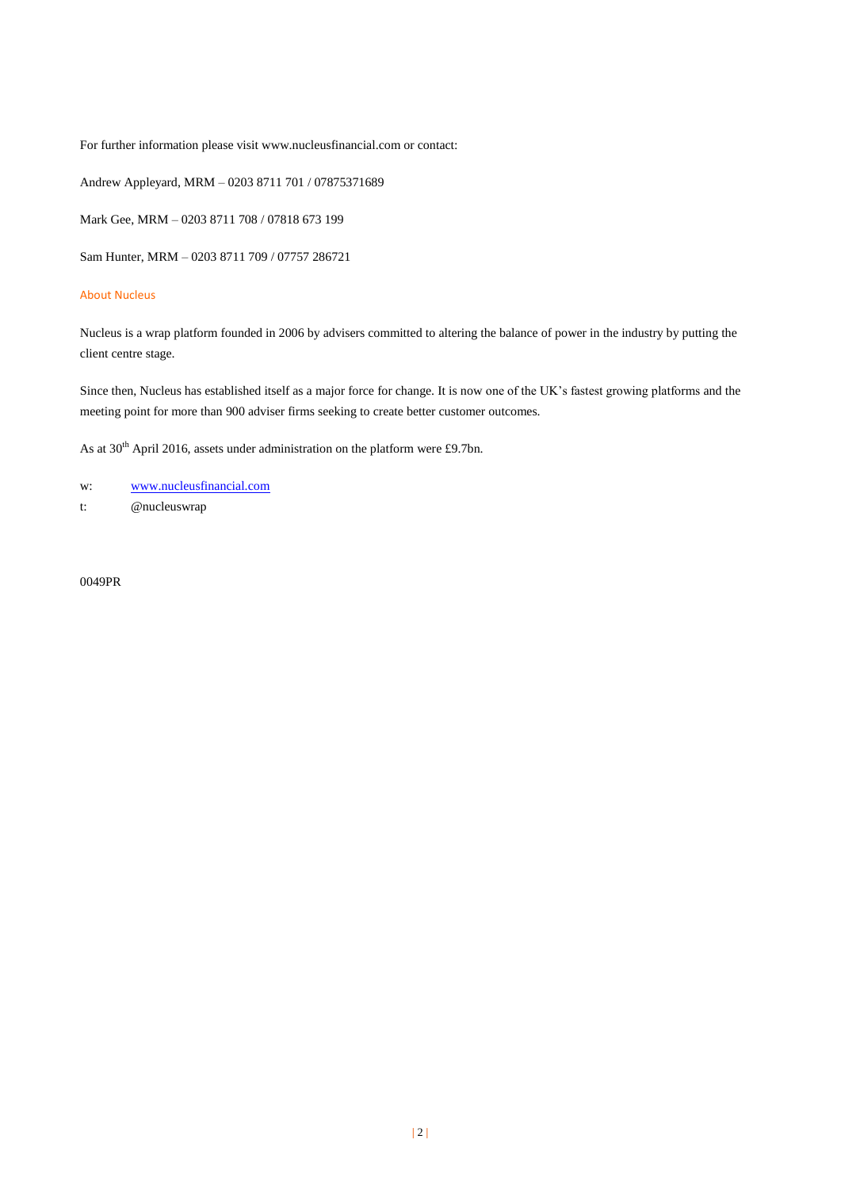For further information please visit www.nucleusfinancial.com or contact:

Andrew Appleyard, MRM – 0203 8711 701 / 07875371689

Mark Gee, MRM – 0203 8711 708 / 07818 673 199

Sam Hunter, MRM – 0203 8711 709 / 07757 286721

## About Nucleus

Nucleus is a wrap platform founded in 2006 by advisers committed to altering the balance of power in the industry by putting the client centre stage.

Since then, Nucleus has established itself as a major force for change. It is now one of the UK's fastest growing platforms and the meeting point for more than 900 adviser firms seeking to create better customer outcomes.

As at 30th April 2016, assets under administration on the platform were £9.7bn.

w: www.nucleusfinancial.com

t: @nucleuswrap

0049PR